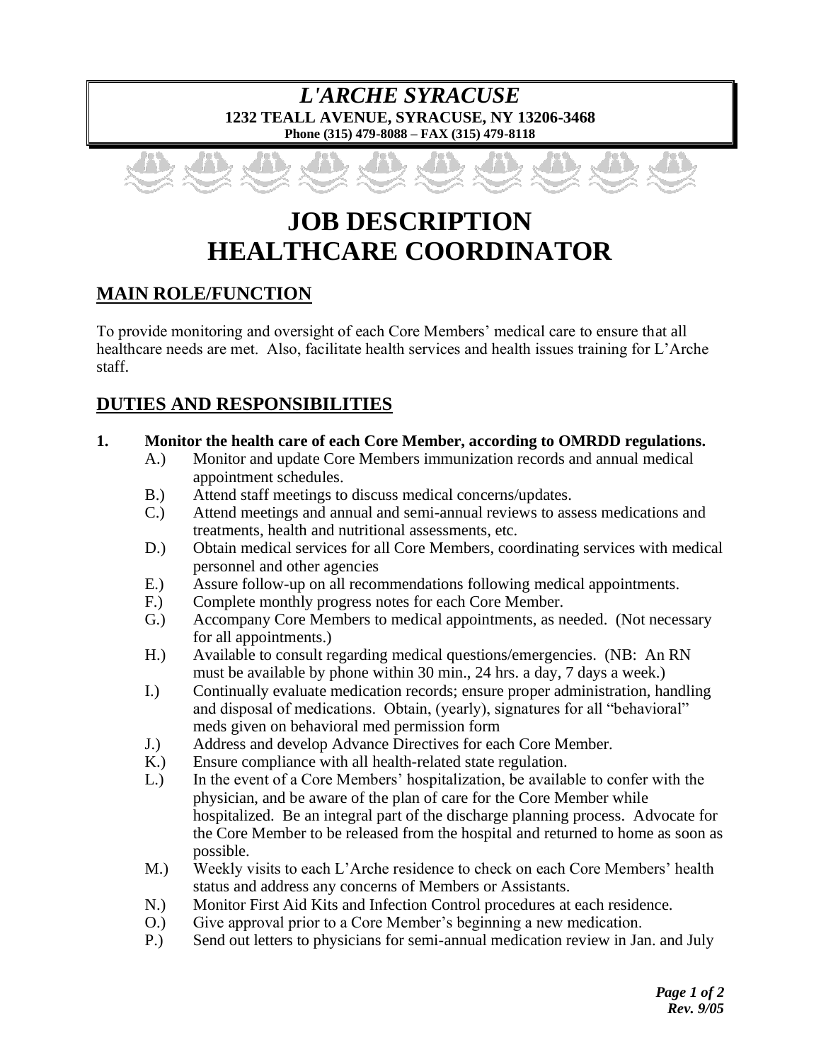# *L'ARCHE SYRACUSE*

**1232 TEALL AVENUE, SYRACUSE, NY 13206-3468**

**Phone (315) 479-8088 – FAX (315) 479-8118**

# JOB DESCRIPTION
# HEALTHCARE COORDINATOR

## MAIN ROLE/FUNCTION

To provide monitoring and oversight of each Core Members' medical care to ensure that all healthcare needs are met. Also, facilitate health services and health issues training for L'Arche staff.

## DUTIES AND RESPONSIBILITIES

**1. Monitor the health care of each Core Member, according to OMRDD regulations.**

- A.) Monitor and update Core Members immunization records and annual medical appointment schedules.
- B.) Attend staff meetings to discuss medical concerns/updates.
- C.) Attend meetings and annual and semi-annual reviews to assess medications and treatments, health and nutritional assessments, etc.
- D.) Obtain medical services for all Core Members, coordinating services with medical personnel and other agencies
- E.) Assure follow-up on all recommendations following medical appointments.
- F.) Complete monthly progress notes for each Core Member.
- G.) Accompany Core Members to medical appointments, as needed. (Not necessary for all appointments.)
- H.) Available to consult regarding medical questions/emergencies. (NB: An RN must be available by phone within 30 min., 24 hrs. a day, 7 days a week.)
- I.) Continually evaluate medication records; ensure proper administration, handling and disposal of medications. Obtain, (yearly), signatures for all "behavioral" meds given on behavioral med permission form
- J.) Address and develop Advance Directives for each Core Member.
- K.) Ensure compliance with all health-related state regulation.
- L.) In the event of a Core Members' hospitalization, be available to confer with the physician, and be aware of the plan of care for the Core Member while hospitalized. Be an integral part of the discharge planning process. Advocate for the Core Member to be released from the hospital and returned to home as soon as possible.
- M.) Weekly visits to each L'Arche residence to check on each Core Members' health status and address any concerns of Members or Assistants.
- N.) Monitor First Aid Kits and Infection Control procedures at each residence.
- O.) Give approval prior to a Core Member's beginning a new medication.
- P.) Send out letters to physicians for semi-annual medication review in Jan. and July

*Rev. 9/05*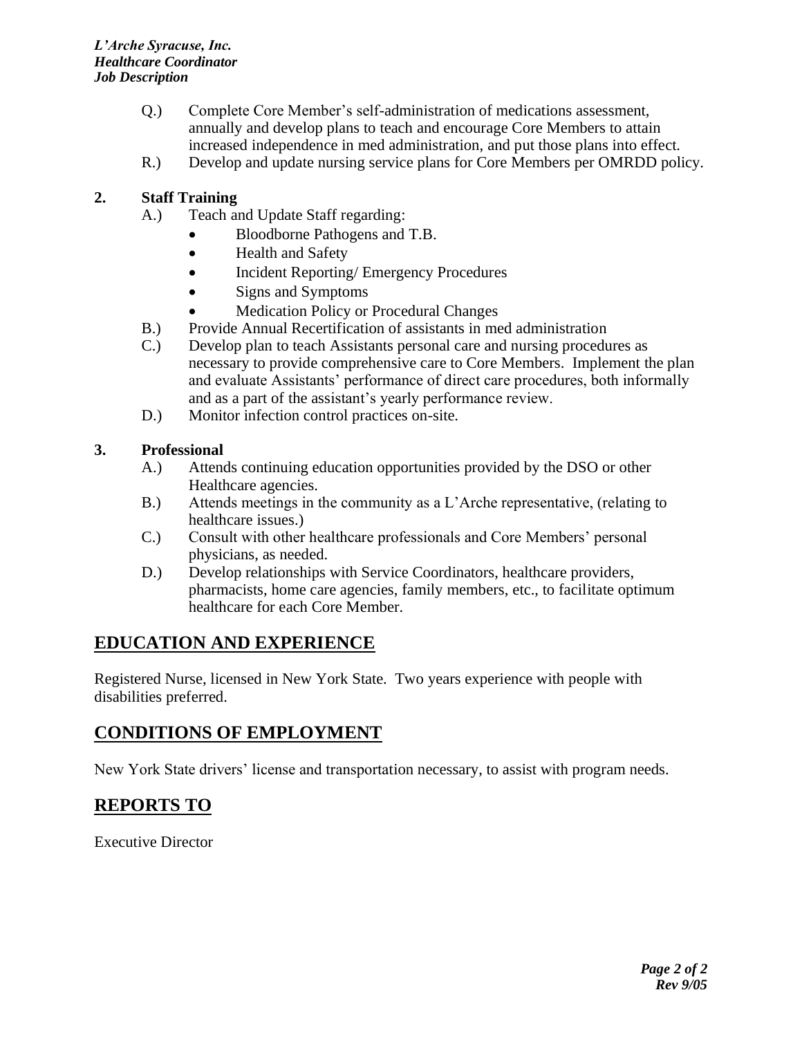Q.) Complete Core Member's self-administration of medications assessment, annually and develop plans to teach and encourage Core Members to attain increased independence in med administration, and put those plans into effect.

R.) Develop and update nursing service plans for Core Members per OMRDD policy.

**2. Staff Training**

A.) Teach and Update Staff regarding:

- Bloodborne Pathogens and T.B.
- Health and Safety
- Incident Reporting/ Emergency Procedures
- Signs and Symptoms
- Medication Policy or Procedural Changes

B.) Provide Annual Recertification of assistants in med administration

C.) Develop plan to teach Assistants personal care and nursing procedures as necessary to provide comprehensive care to Core Members. Implement the plan and evaluate Assistants' performance of direct care procedures, both informally and as a part of the assistant's yearly performance review.

D.) Monitor infection control practices on-site.

**3. Professional**

A.) Attends continuing education opportunities provided by the DSO or other Healthcare agencies.

B.) Attends meetings in the community as a L'Arche representative, (relating to healthcare issues.)

C.) Consult with other healthcare professionals and Core Members' personal physicians, as needed.

D.) Develop relationships with Service Coordinators, healthcare providers, pharmacists, home care agencies, family members, etc., to facilitate optimum healthcare for each Core Member.

## EDUCATION AND EXPERIENCE

Registered Nurse, licensed in New York State. Two years experience with people with disabilities preferred.

## CONDITIONS OF EMPLOYMENT

New York State drivers' license and transportation necessary, to assist with program needs.

## REPORTS TO

Executive Director

*Rev 9/05*